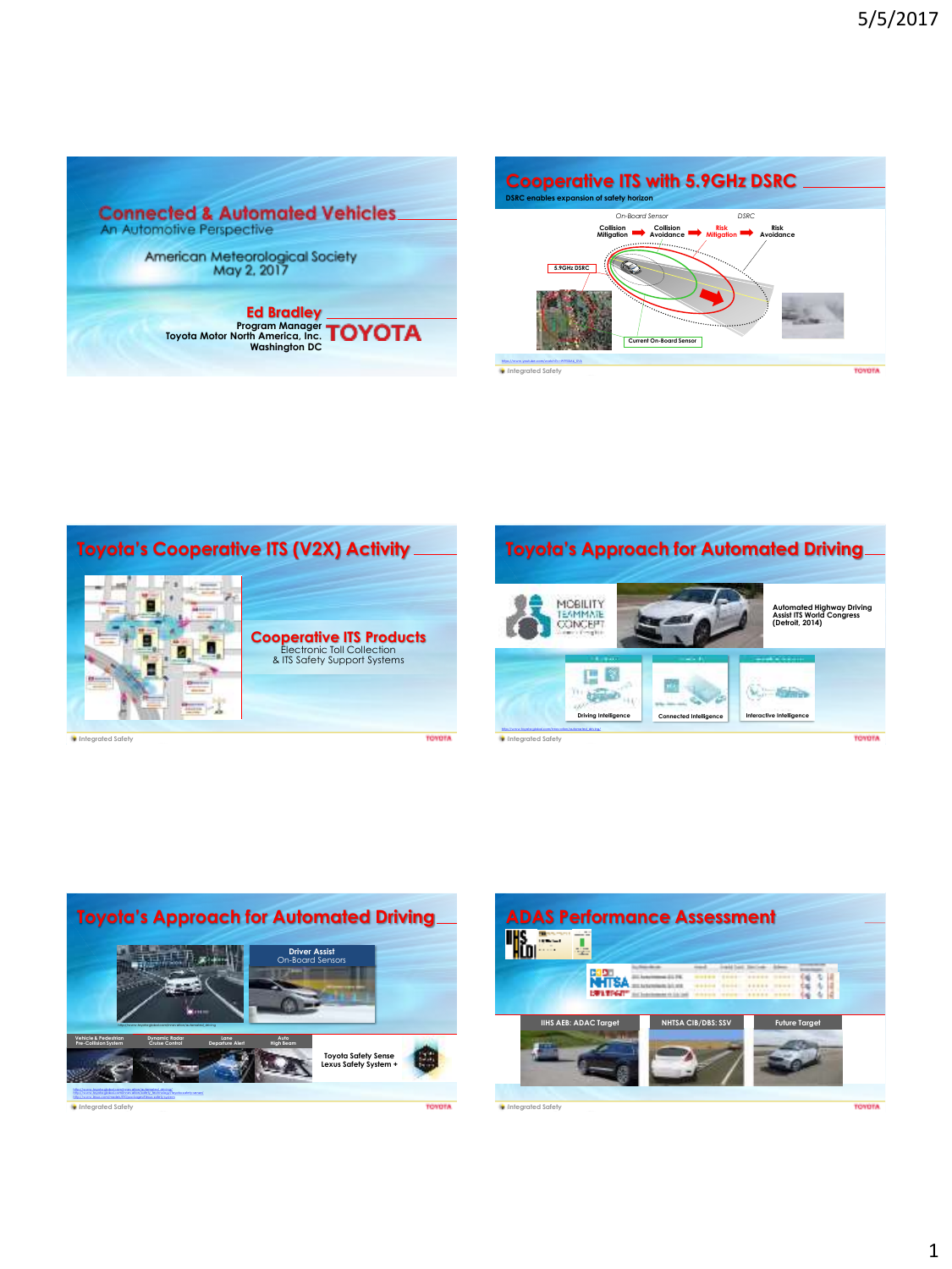## Connected & Automated Vehicles

An Automotive Perspective

American Meteorological Society
May 2, 2017

**Ed Bradley**
Program Manager
Toyota Motor North America, Inc.
Washington DC

TOYOTA

## Cooperative ITS with 5.9GHz DSRC

**DSRC enables expansion of safety horizon**

On-Board Sensor | DSRC

Collision Mitigation ➡ Collision Avoidance ➡ Risk Mitigation ➡ Risk Avoidance

5.9GHz DSRC

Current On-Board Sensor

Integrated Safety

## Toyota's Cooperative ITS (V2X) Activity

**Cooperative ITS Products**
Electronic Toll Collection
& ITS Safety Support Systems

Integrated Safety

## Toyota's Approach for Automated Driving

MOBILITY TEAMMATE CONCEPT

Automated Highway Driving Assist ITS World Congress (Detroit, 2014)

Driving Intelligence | Connected Intelligence | Interactive Intelligence

Integrated Safety

## Toyota's Approach for Automated Driving

**Driver Assist**
On-Board Sensors

Vehicle & Pedestrian Pre-Collision System | Dynamic Radar Cruise Control | Lane Departure Alert | Auto High Beam

Toyota Safety Sense
Lexus Safety System +

Integrated Safety

## ADAS Performance Assessment

IIHS HLDI

NHTSA

IIHS AEB: ADAC Target | NHTSA CIB/DBS: SSV | Future Target

Integrated Safety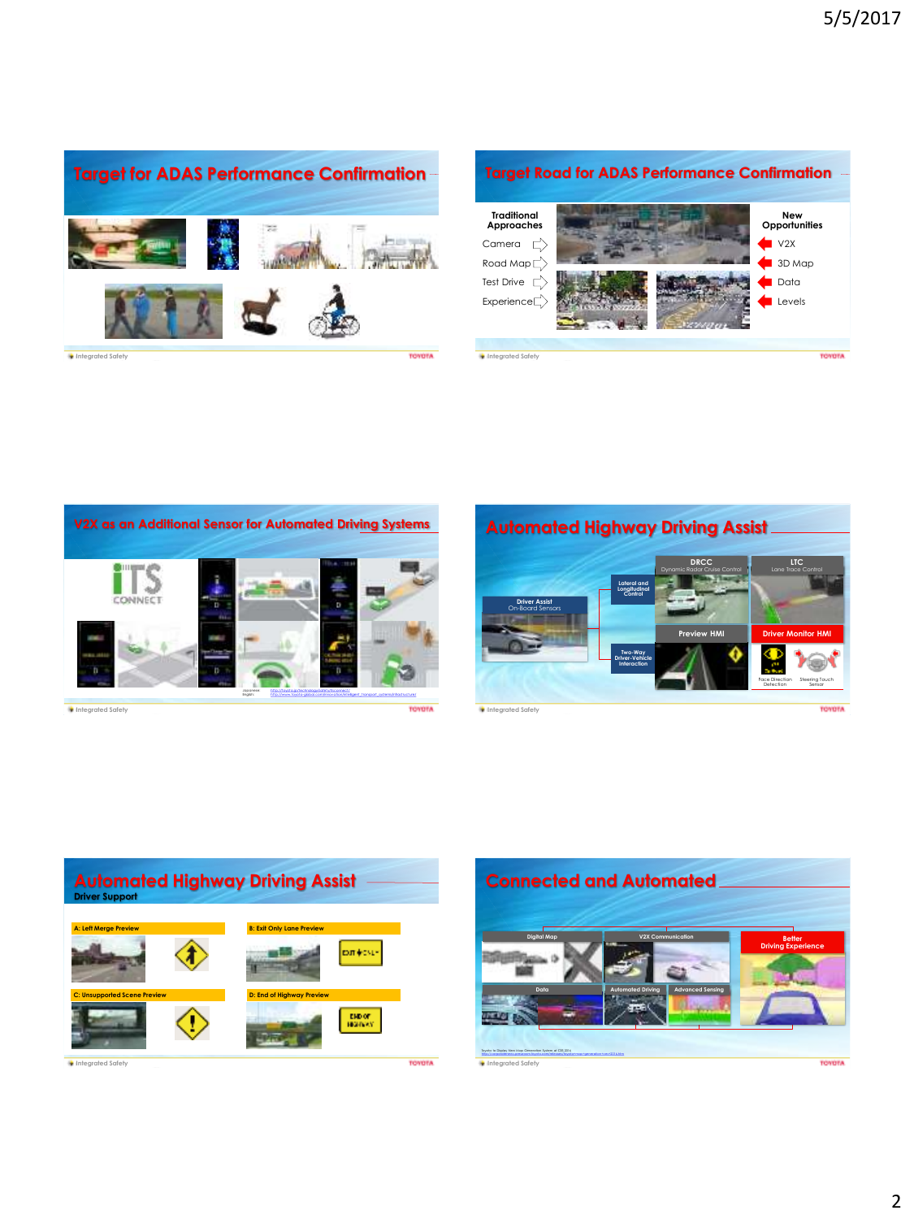## Target for ADAS Performance Confirmation

Integrated Safety

## Target Road for ADAS Performance Confirmation

| Traditional Approaches | | New Opportunities |
|---|---|---|
| Camera | | V2X |
| Road Map | | 3D Map |
| Test Drive | | Data |
| Experience | | Levels |

Integrated Safety

## V2X as an Additional Sensor for Automated Driving Systems

ITS CONNECT

Integrated Safety

## Automated Highway Driving Assist

- Driver Assist On-Board Sensors
- Lateral and Longitudinal Control
  - DRCC Dynamic Radar Cruise Control
  - LTC Lane Trace Control
- Two-Way Driver-Vehicle Interaction
  - Preview HMI
  - Driver Monitor HMI
    - Face Direction Detection
    - Steering Touch Sensor

Integrated Safety

## Automated Highway Driving Assist

**Driver Support**

- A: Left Merge Preview
- B: Exit Only Lane Preview
- C: Unsupported Scene Preview
- D: End of Highway Preview

Integrated Safety

## Connected and Automated

- Digital Map
- V2X Communication
- Data
- Automated Driving
- Advanced Sensing
- Better Driving Experience

Integrated Safety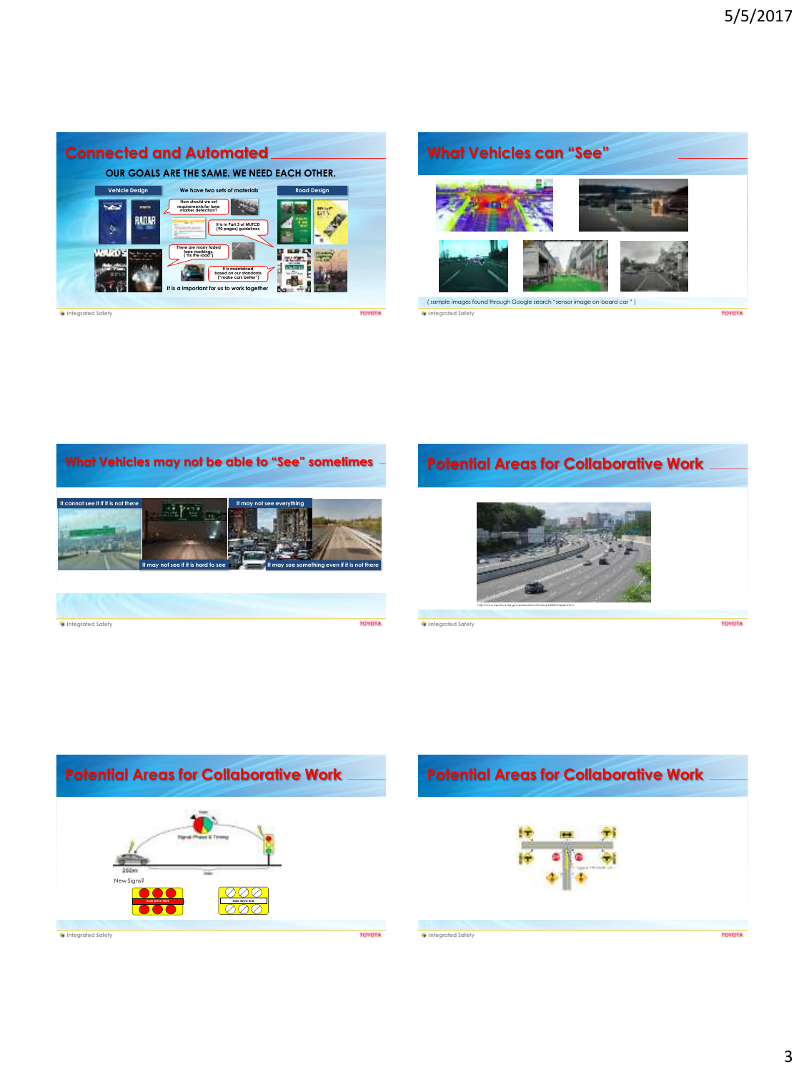## Connected and Automated

**OUR GOALS ARE THE SAME. WE NEED EACH OTHER.**

Vehicle Design

We have two sets of materials

Road Design

How should we set requirements for lane marker detection?

It is in Part 3 of MUTCD (90 pages) guidelines

There are many faded lane markings. ("fix the road")

It is maintained based on our standards ("make cars better")

It is a important for us to work together

## What Vehicles can "See"

( sample images found through Google search "sensor image on-board car" )

## What Vehicles may not be able to "See" sometimes

It cannot see it if it is not there

It may not see it if it is hard to see

It may not see everything

It may see something even if it is not there

## Potential Areas for Collaborative Work

## Potential Areas for Collaborative Work

Signal Phase & Timing

250m

New Signs?

Auto Drive Start

Auto Drive End

## Potential Areas for Collaborative Work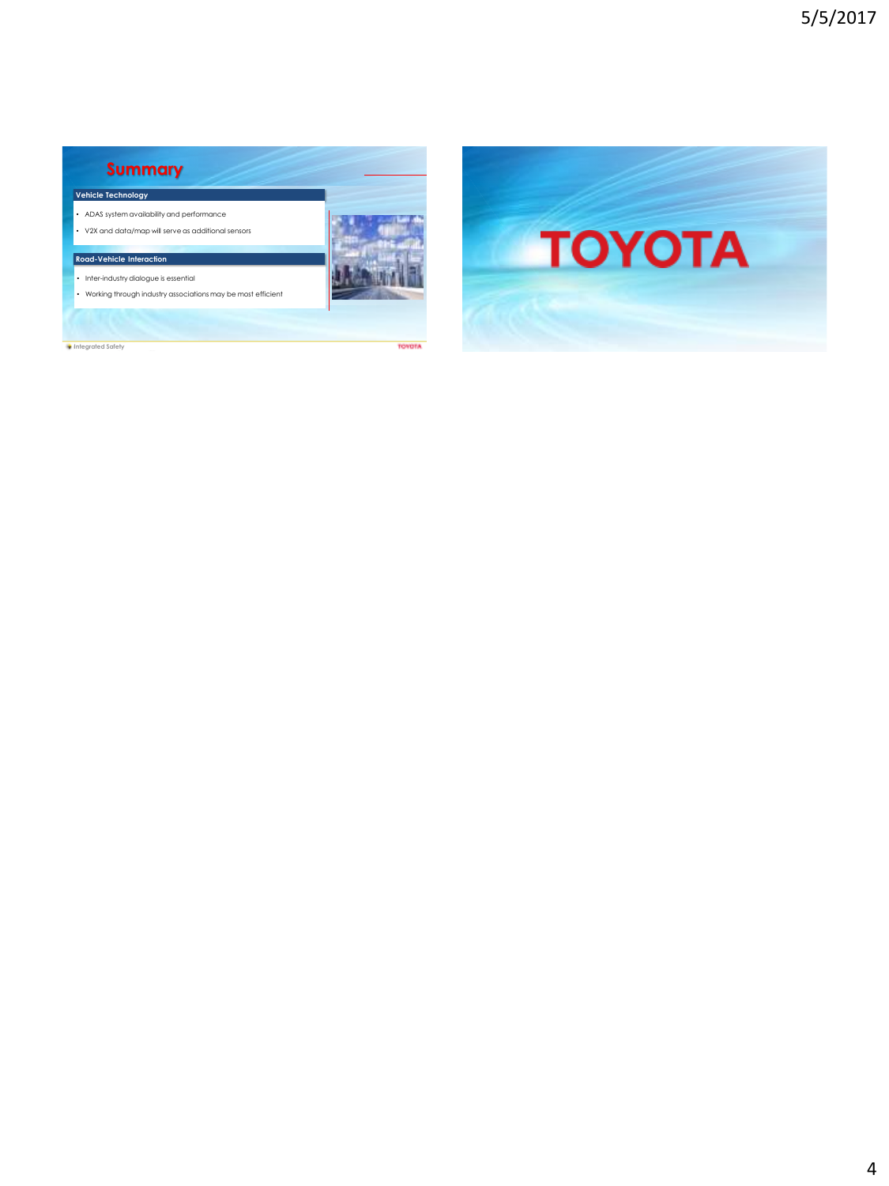## Summary

**Vehicle Technology**

- ADAS system availability and performance
- V2X and data/map will serve as additional sensors

**Road-Vehicle Interaction**

- Inter-industry dialogue is essential
- Working through industry associations may be most efficient

Integrated Safety

TOYOTA

TOYOTA